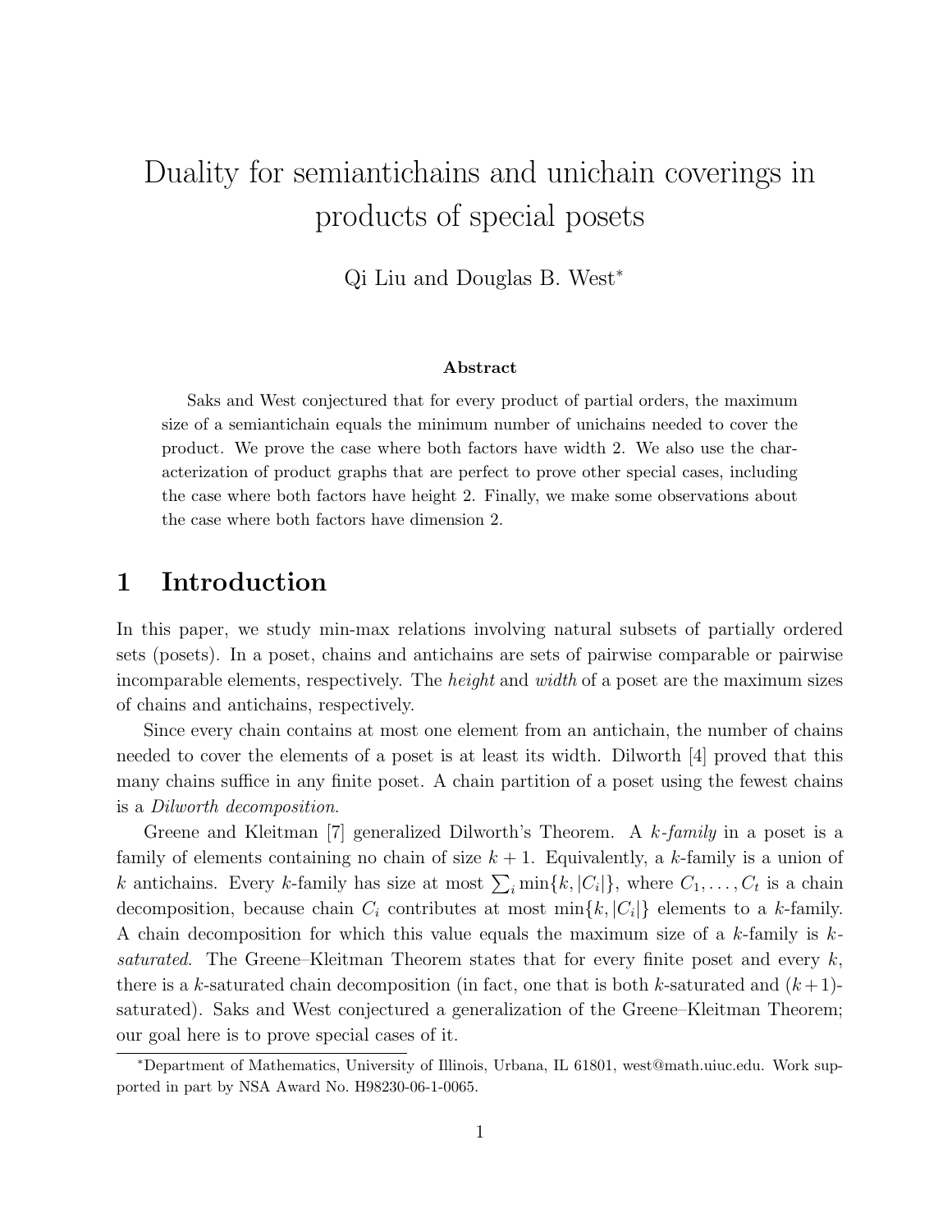# Duality for semiantichains and unichain coverings in products of special posets

Qi Liu and Douglas B. West*

### Abstract

Saks and West conjectured that for every product of partial orders, the maximum size of a semiantichain equals the minimum number of unichains needed to cover the product. We prove the case where both factors have width 2. We also use the characterization of product graphs that are perfect to prove other special cases, including the case where both factors have height 2. Finally, we make some observations about the case where both factors have dimension 2.

## 1 Introduction

In this paper, we study min-max relations involving natural subsets of partially ordered sets (posets). In a poset, chains and antichains are sets of pairwise comparable or pairwise incomparable elements, respectively. The *height* and *width* of a poset are the maximum sizes of chains and antichains, respectively.

Since every chain contains at most one element from an antichain, the number of chains needed to cover the elements of a poset is at least its width. Dilworth [4] proved that this many chains suffice in any finite poset. A chain partition of a poset using the fewest chains is a *Dilworth decomposition*.

Greene and Kleitman [7] generalized Dilworth's Theorem. A *k-family* in a poset is a family of elements containing no chain of size $k+1$. Equivalently, a $k$-family is a union of $k$ antichains. Every $k$-family has size at most $\sum_i \min\{k, |C_i|\}$, where $C_1, \ldots, C_t$ is a chain decomposition, because chain $C_i$ contributes at most $\min\{k, |C_i|\}$ elements to a $k$-family. A chain decomposition for which this value equals the maximum size of a $k$-family is *$k$-saturated*. The Greene–Kleitman Theorem states that for every finite poset and every $k$, there is a $k$-saturated chain decomposition (in fact, one that is both $k$-saturated and $(k+1)$-saturated). Saks and West conjectured a generalization of the Greene–Kleitman Theorem; our goal here is to prove special cases of it.

*Department of Mathematics, University of Illinois, Urbana, IL 61801, west@math.uiuc.edu. Work supported in part by NSA Award No. H98230-06-1-0065.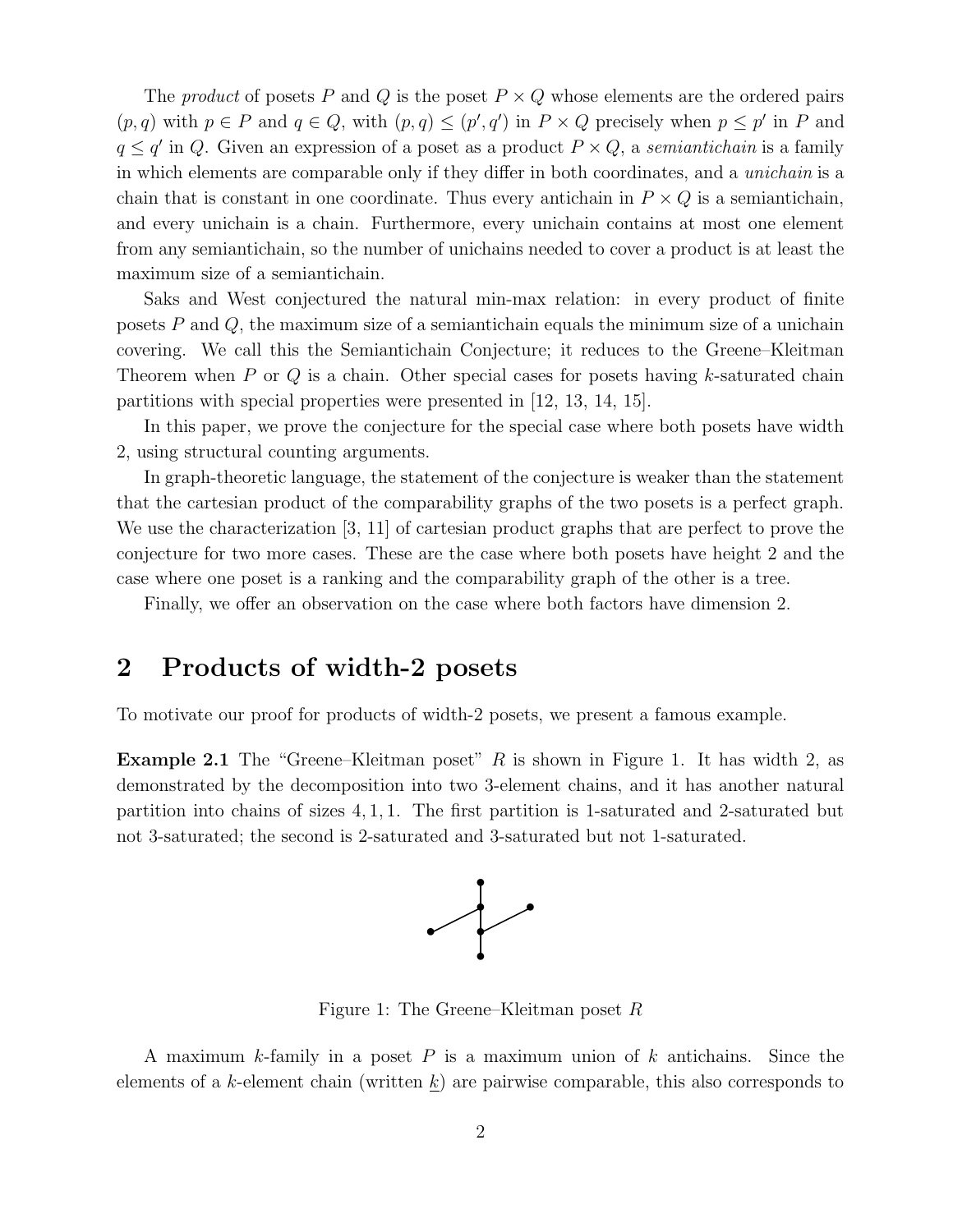The *product* of posets $P$ and $Q$ is the poset $P \times Q$ whose elements are the ordered pairs $(p, q)$ with $p \in P$ and $q \in Q$, with $(p, q) \le (p', q')$ in $P \times Q$ precisely when $p \le p'$ in $P$ and $q \le q'$ in $Q$. Given an expression of a poset as a product $P \times Q$, a *semiantichain* is a family in which elements are comparable only if they differ in both coordinates, and a *unichain* is a chain that is constant in one coordinate. Thus every antichain in $P \times Q$ is a semiantichain, and every unichain is a chain. Furthermore, every unichain contains at most one element from any semiantichain, so the number of unichains needed to cover a product is at least the maximum size of a semiantichain.

Saks and West conjectured the natural min-max relation: in every product of finite posets $P$ and $Q$, the maximum size of a semiantichain equals the minimum size of a unichain covering. We call this the Semiantichain Conjecture; it reduces to the Greene–Kleitman Theorem when $P$ or $Q$ is a chain. Other special cases for posets having $k$-saturated chain partitions with special properties were presented in [12, 13, 14, 15].

In this paper, we prove the conjecture for the special case where both posets have width 2, using structural counting arguments.

In graph-theoretic language, the statement of the conjecture is weaker than the statement that the cartesian product of the comparability graphs of the two posets is a perfect graph. We use the characterization [3, 11] of cartesian product graphs that are perfect to prove the conjecture for two more cases. These are the case where both posets have height 2 and the case where one poset is a ranking and the comparability graph of the other is a tree.

Finally, we offer an observation on the case where both factors have dimension 2.

## 2 Products of width-2 posets

To motivate our proof for products of width-2 posets, we present a famous example.

**Example 2.1** The "Greene–Kleitman poset" $R$ is shown in Figure 1. It has width 2, as demonstrated by the decomposition into two 3-element chains, and it has another natural partition into chains of sizes $4, 1, 1$. The first partition is 1-saturated and 2-saturated but not 3-saturated; the second is 2-saturated and 3-saturated but not 1-saturated.

Figure 1: The Greene–Kleitman poset $R$

A maximum $k$-family in a poset $P$ is a maximum union of $k$ antichains. Since the elements of a $k$-element chain (written $\underline{k}$) are pairwise comparable, this also corresponds to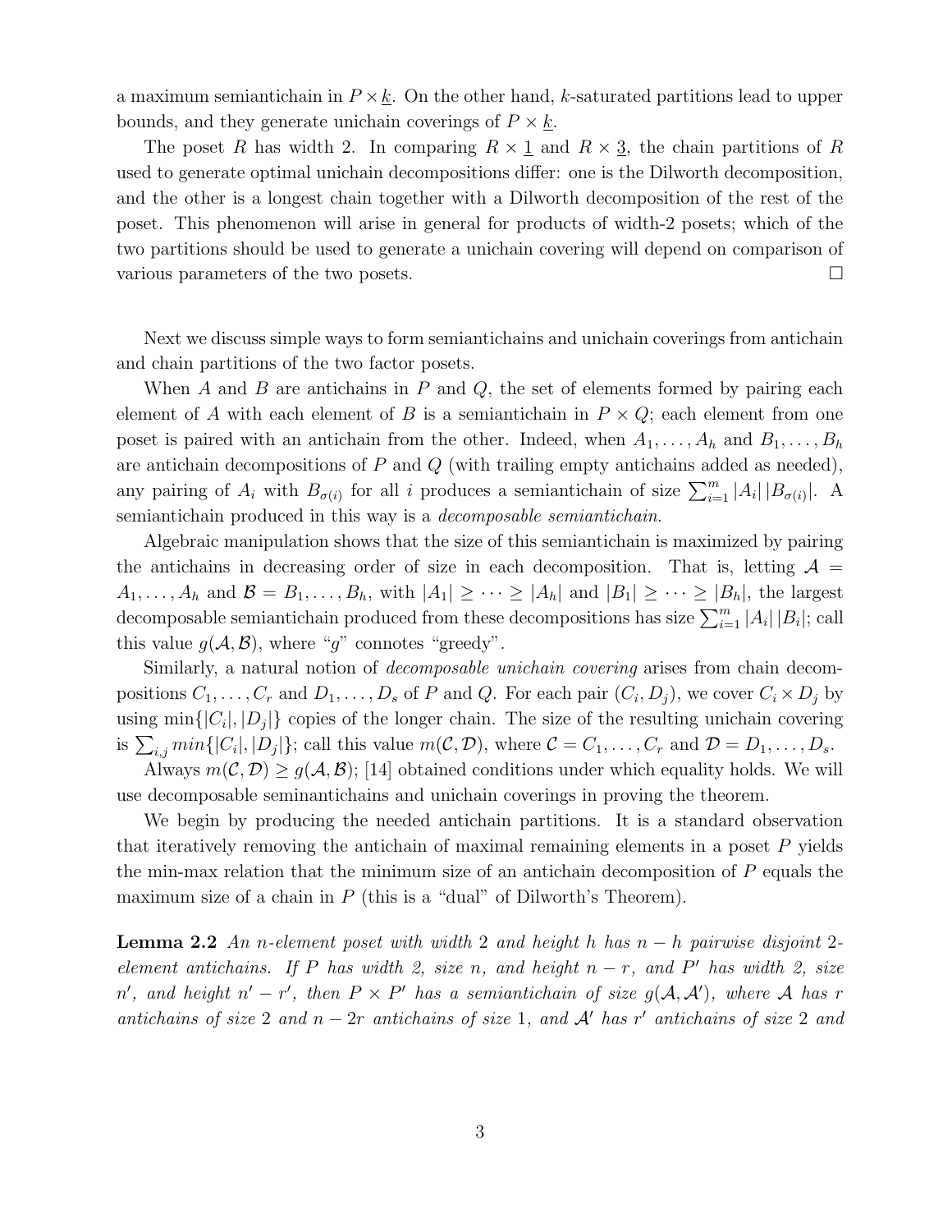a maximum semiantichain in $P \times \underline{k}$. On the other hand, $k$-saturated partitions lead to upper bounds, and they generate unichain coverings of $P \times \underline{k}$.

The poset $R$ has width 2. In comparing $R \times \underline{1}$ and $R \times \underline{3}$, the chain partitions of $R$ used to generate optimal unichain decompositions differ: one is the Dilworth decomposition, and the other is a longest chain together with a Dilworth decomposition of the rest of the poset. This phenomenon will arise in general for products of width-2 posets; which of the two partitions should be used to generate a unichain covering will depend on comparison of various parameters of the two posets. □

Next we discuss simple ways to form semiantichains and unichain coverings from antichain and chain partitions of the two factor posets.

When $A$ and $B$ are antichains in $P$ and $Q$, the set of elements formed by pairing each element of $A$ with each element of $B$ is a semiantichain in $P \times Q$; each element from one poset is paired with an antichain from the other. Indeed, when $A_1, \ldots, A_h$ and $B_1, \ldots, B_h$ are antichain decompositions of $P$ and $Q$ (with trailing empty antichains added as needed), any pairing of $A_i$ with $B_{\sigma(i)}$ for all $i$ produces a semiantichain of size $\sum_{i=1}^{m} |A_i|\,|B_{\sigma(i)}|$. A semiantichain produced in this way is a *decomposable semiantichain*.

Algebraic manipulation shows that the size of this semiantichain is maximized by pairing the antichains in decreasing order of size in each decomposition. That is, letting $\mathcal{A} = A_1, \ldots, A_h$ and $\mathcal{B} = B_1, \ldots, B_h$, with $|A_1| \geq \cdots \geq |A_h|$ and $|B_1| \geq \cdots \geq |B_h|$, the largest decomposable semiantichain produced from these decompositions has size $\sum_{i=1}^{m} |A_i|\,|B_i|$; call this value $g(\mathcal{A}, \mathcal{B})$, where "$g$" connotes "greedy".

Similarly, a natural notion of *decomposable unichain covering* arises from chain decompositions $C_1, \ldots, C_r$ and $D_1, \ldots, D_s$ of $P$ and $Q$. For each pair $(C_i, D_j)$, we cover $C_i \times D_j$ by using $\min\{|C_i|, |D_j|\}$ copies of the longer chain. The size of the resulting unichain covering is $\sum_{i,j} min\{|C_i|, |D_j|\}$; call this value $m(\mathcal{C}, \mathcal{D})$, where $\mathcal{C} = C_1, \ldots, C_r$ and $\mathcal{D} = D_1, \ldots, D_s$.

Always $m(\mathcal{C}, \mathcal{D}) \geq g(\mathcal{A}, \mathcal{B})$; [14] obtained conditions under which equality holds. We will use decomposable seminantichains and unichain coverings in proving the theorem.

We begin by producing the needed antichain partitions. It is a standard observation that iteratively removing the antichain of maximal remaining elements in a poset $P$ yields the min-max relation that the minimum size of an antichain decomposition of $P$ equals the maximum size of a chain in $P$ (this is a "dual" of Dilworth's Theorem).

**Lemma 2.2** *An $n$-element poset with width 2 and height $h$ has $n - h$ pairwise disjoint 2-element antichains. If $P$ has width 2, size $n$, and height $n - r$, and $P'$ has width 2, size $n'$, and height $n' - r'$, then $P \times P'$ has a semiantichain of size $g(\mathcal{A}, \mathcal{A}')$, where $\mathcal{A}$ has $r$ antichains of size 2 and $n - 2r$ antichains of size 1, and $\mathcal{A}'$ has $r'$ antichains of size 2 and*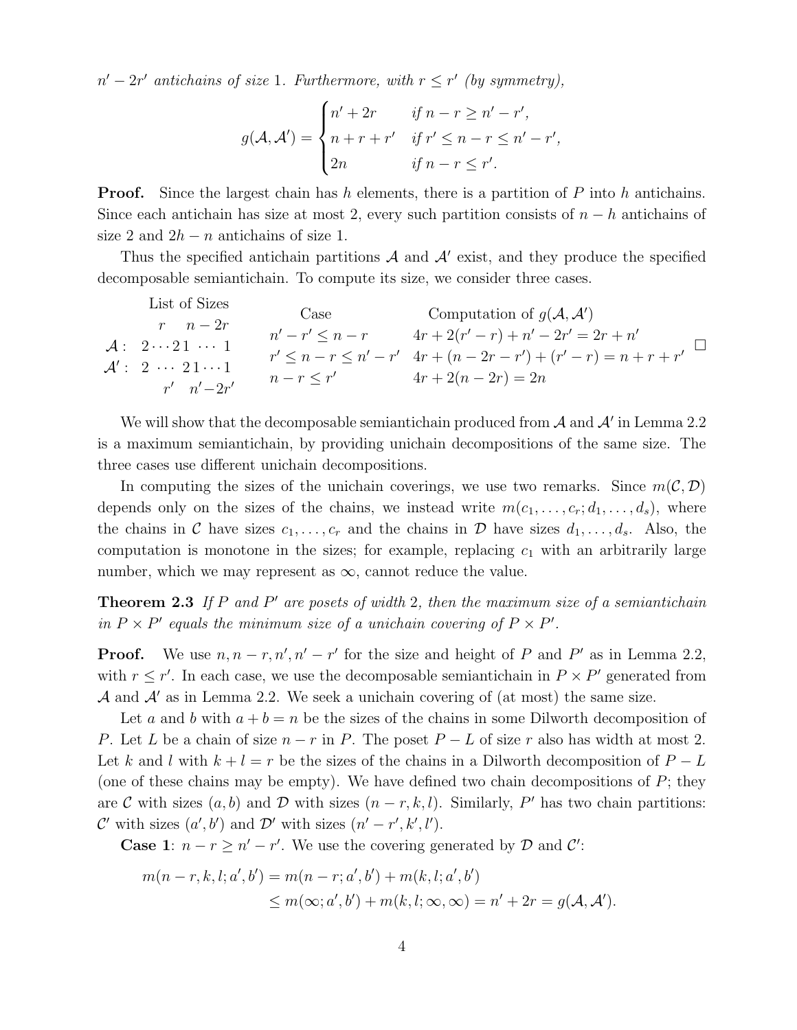*$n' - 2r'$ antichains of size* 1*. Furthermore, with $r \le r'$ (by symmetry),*

$$g(\mathcal{A}, \mathcal{A}') = \begin{cases} n' + 2r & \text{if } n - r \ge n' - r', \\ n + r + r' & \text{if } r' \le n - r \le n' - r', \\ 2n & \text{if } n - r \le r'. \end{cases}$$

**Proof.** Since the largest chain has $h$ elements, there is a partition of $P$ into $h$ antichains. Since each antichain has size at most 2, every such partition consists of $n - h$ antichains of size 2 and $2h - n$ antichains of size 1.

Thus the specified antichain partitions $\mathcal{A}$ and $\mathcal{A}'$ exist, and they produce the specified decomposable semiantichain. To compute its size, we consider three cases.

List of Sizes

$$\begin{array}{ll} & \quad\; r \qquad n-2r \\ \mathcal{A}: & 2 \cdots 2\, 1 \;\cdots\; 1 \\ \mathcal{A}': & 2 \;\cdots\; 2\, 1 \cdots 1 \\ & \quad\;\; r' \quad n'-2r' \end{array}$$

| Case | Computation of $g(\mathcal{A}, \mathcal{A}')$ |
|---|---|
| $n' - r' \le n - r$ | $4r + 2(r' - r) + n' - 2r' = 2r + n'$ |
| $r' \le n - r \le n' - r'$ | $4r + (n - 2r - r') + (r' - r) = n + r + r'$ |
| $n - r \le r'$ | $4r + 2(n - 2r) = 2n$ |

□

We will show that the decomposable semiantichain produced from $\mathcal{A}$ and $\mathcal{A}'$ in Lemma 2.2 is a maximum semiantichain, by providing unichain decompositions of the same size. The three cases use different unichain decompositions.

In computing the sizes of the unichain coverings, we use two remarks. Since $m(\mathcal{C}, \mathcal{D})$ depends only on the sizes of the chains, we instead write $m(c_1, \ldots, c_r; d_1, \ldots, d_s)$, where the chains in $\mathcal{C}$ have sizes $c_1, \ldots, c_r$ and the chains in $\mathcal{D}$ have sizes $d_1, \ldots, d_s$. Also, the computation is monotone in the sizes; for example, replacing $c_1$ with an arbitrarily large number, which we may represent as $\infty$, cannot reduce the value.

**Theorem 2.3** *If $P$ and $P'$ are posets of width* 2*, then the maximum size of a semiantichain in $P \times P'$ equals the minimum size of a unichain covering of $P \times P'$.*

**Proof.** We use $n, n - r, n', n' - r'$ for the size and height of $P$ and $P'$ as in Lemma 2.2, with $r \le r'$. In each case, we use the decomposable semiantichain in $P \times P'$ generated from $\mathcal{A}$ and $\mathcal{A}'$ as in Lemma 2.2. We seek a unichain covering of (at most) the same size.

Let $a$ and $b$ with $a + b = n$ be the sizes of the chains in some Dilworth decomposition of $P$. Let $L$ be a chain of size $n - r$ in $P$. The poset $P - L$ of size $r$ also has width at most 2. Let $k$ and $l$ with $k + l = r$ be the sizes of the chains in a Dilworth decomposition of $P - L$ (one of these chains may be empty). We have defined two chain decompositions of $P$; they are $\mathcal{C}$ with sizes $(a, b)$ and $\mathcal{D}$ with sizes $(n - r, k, l)$. Similarly, $P'$ has two chain partitions: $\mathcal{C}'$ with sizes $(a', b')$ and $\mathcal{D}'$ with sizes $(n' - r', k', l')$.

**Case 1**: $n - r \ge n' - r'$. We use the covering generated by $\mathcal{D}$ and $\mathcal{C}'$:

$$\begin{aligned} m(n - r, k, l; a', b') &= m(n - r; a', b') + m(k, l; a', b') \\ &\le m(\infty; a', b') + m(k, l; \infty, \infty) = n' + 2r = g(\mathcal{A}, \mathcal{A}'). \end{aligned}$$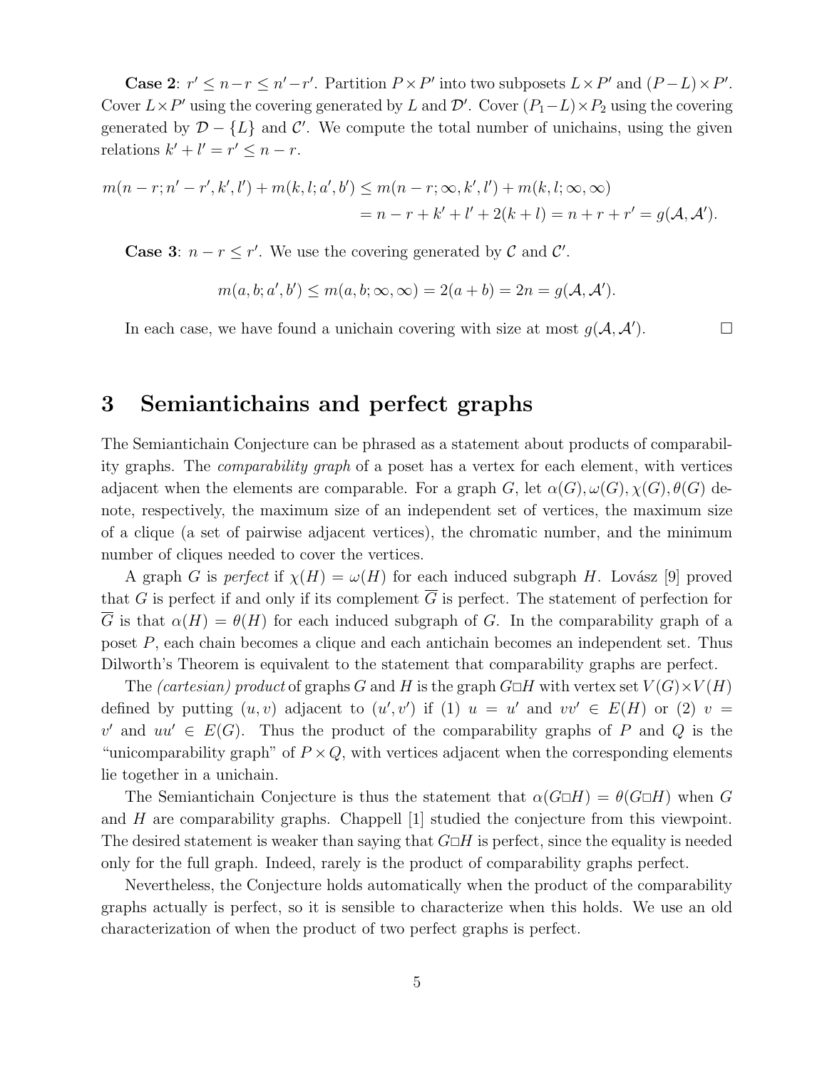**Case 2**: $r' \leq n-r \leq n'-r'$. Partition $P \times P'$ into two subposets $L \times P'$ and $(P-L) \times P'$. Cover $L \times P'$ using the covering generated by $L$ and $\mathcal{D}'$. Cover $(P_1 - L) \times P_2$ using the covering generated by $\mathcal{D} - \{L\}$ and $\mathcal{C}'$. We compute the total number of unichains, using the given relations $k' + l' = r' \leq n - r$.

$$
\begin{aligned}
m(n-r; n'-r', k', l') + m(k, l; a', b') &\leq m(n-r; \infty, k', l') + m(k, l; \infty, \infty) \\
&= n - r + k' + l' + 2(k+l) = n + r + r' = g(\mathcal{A}, \mathcal{A}').
\end{aligned}
$$

**Case 3**: $n - r \leq r'$. We use the covering generated by $\mathcal{C}$ and $\mathcal{C}'$.

$$
m(a, b; a', b') \leq m(a, b; \infty, \infty) = 2(a+b) = 2n = g(\mathcal{A}, \mathcal{A}').
$$

In each case, we have found a unichain covering with size at most $g(\mathcal{A}, \mathcal{A}')$. $\square$

# 3 Semiantichains and perfect graphs

The Semiantichain Conjecture can be phrased as a statement about products of comparability graphs. The *comparability graph* of a poset has a vertex for each element, with vertices adjacent when the elements are comparable. For a graph $G$, let $\alpha(G), \omega(G), \chi(G), \theta(G)$ denote, respectively, the maximum size of an independent set of vertices, the maximum size of a clique (a set of pairwise adjacent vertices), the chromatic number, and the minimum number of cliques needed to cover the vertices.

A graph $G$ is *perfect* if $\chi(H) = \omega(H)$ for each induced subgraph $H$. Lovász [9] proved that $G$ is perfect if and only if its complement $\overline{G}$ is perfect. The statement of perfection for $\overline{G}$ is that $\alpha(H) = \theta(H)$ for each induced subgraph of $G$. In the comparability graph of a poset $P$, each chain becomes a clique and each antichain becomes an independent set. Thus Dilworth's Theorem is equivalent to the statement that comparability graphs are perfect.

The *(cartesian) product* of graphs $G$ and $H$ is the graph $G \square H$ with vertex set $V(G) \times V(H)$ defined by putting $(u, v)$ adjacent to $(u', v')$ if (1) $u = u'$ and $vv' \in E(H)$ or (2) $v = v'$ and $uu' \in E(G)$. Thus the product of the comparability graphs of $P$ and $Q$ is the "unicomparability graph" of $P \times Q$, with vertices adjacent when the corresponding elements lie together in a unichain.

The Semiantichain Conjecture is thus the statement that $\alpha(G \square H) = \theta(G \square H)$ when $G$ and $H$ are comparability graphs. Chappell [1] studied the conjecture from this viewpoint. The desired statement is weaker than saying that $G \square H$ is perfect, since the equality is needed only for the full graph. Indeed, rarely is the product of comparability graphs perfect.

Nevertheless, the Conjecture holds automatically when the product of the comparability graphs actually is perfect, so it is sensible to characterize when this holds. We use an old characterization of when the product of two perfect graphs is perfect.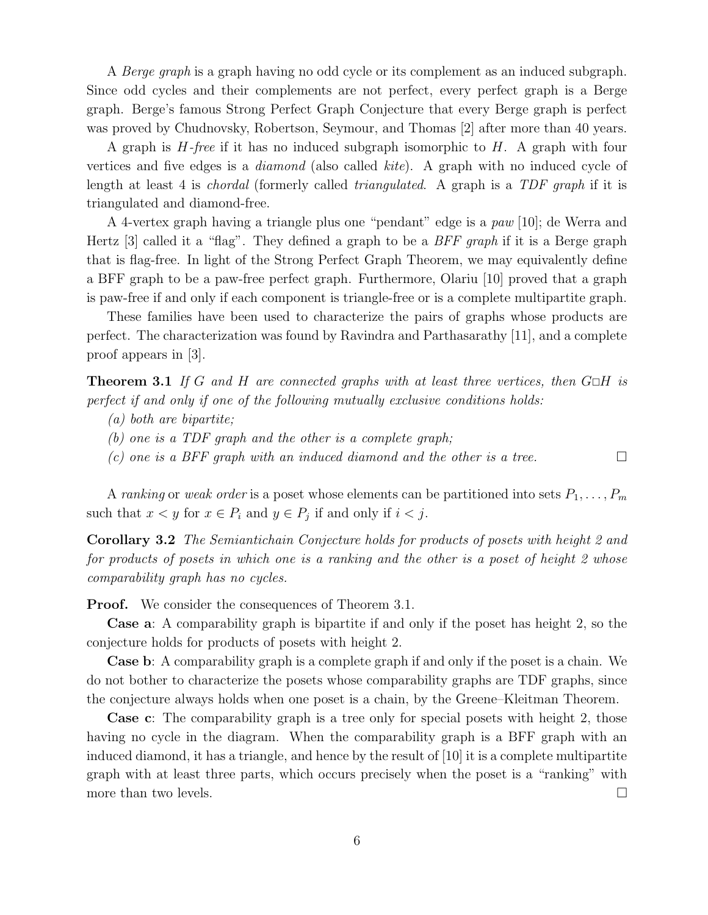A *Berge graph* is a graph having no odd cycle or its complement as an induced subgraph. Since odd cycles and their complements are not perfect, every perfect graph is a Berge graph. Berge's famous Strong Perfect Graph Conjecture that every Berge graph is perfect was proved by Chudnovsky, Robertson, Seymour, and Thomas [2] after more than 40 years.

A graph is $H$*-free* if it has no induced subgraph isomorphic to $H$. A graph with four vertices and five edges is a *diamond* (also called *kite*). A graph with no induced cycle of length at least 4 is *chordal* (formerly called *triangulated*. A graph is a *TDF graph* if it is triangulated and diamond-free.

A 4-vertex graph having a triangle plus one "pendant" edge is a *paw* [10]; de Werra and Hertz [3] called it a "flag". They defined a graph to be a *BFF graph* if it is a Berge graph that is flag-free. In light of the Strong Perfect Graph Theorem, we may equivalently define a BFF graph to be a paw-free perfect graph. Furthermore, Olariu [10] proved that a graph is paw-free if and only if each component is triangle-free or is a complete multipartite graph.

These families have been used to characterize the pairs of graphs whose products are perfect. The characterization was found by Ravindra and Parthasarathy [11], and a complete proof appears in [3].

**Theorem 3.1** *If $G$ and $H$ are connected graphs with at least three vertices, then $G \square H$ is perfect if and only if one of the following mutually exclusive conditions holds:*

*(a) both are bipartite;*

*(b) one is a TDF graph and the other is a complete graph;*

*(c) one is a BFF graph with an induced diamond and the other is a tree.* □

A *ranking* or *weak order* is a poset whose elements can be partitioned into sets $P_1, \ldots, P_m$ such that $x < y$ for $x \in P_i$ and $y \in P_j$ if and only if $i < j$.

**Corollary 3.2** *The Semiantichain Conjecture holds for products of posets with height 2 and for products of posets in which one is a ranking and the other is a poset of height 2 whose comparability graph has no cycles.*

**Proof.** We consider the consequences of Theorem 3.1.

**Case a**: A comparability graph is bipartite if and only if the poset has height 2, so the conjecture holds for products of posets with height 2.

**Case b**: A comparability graph is a complete graph if and only if the poset is a chain. We do not bother to characterize the posets whose comparability graphs are TDF graphs, since the conjecture always holds when one poset is a chain, by the Greene–Kleitman Theorem.

**Case c**: The comparability graph is a tree only for special posets with height 2, those having no cycle in the diagram. When the comparability graph is a BFF graph with an induced diamond, it has a triangle, and hence by the result of [10] it is a complete multipartite graph with at least three parts, which occurs precisely when the poset is a "ranking" with more than two levels. □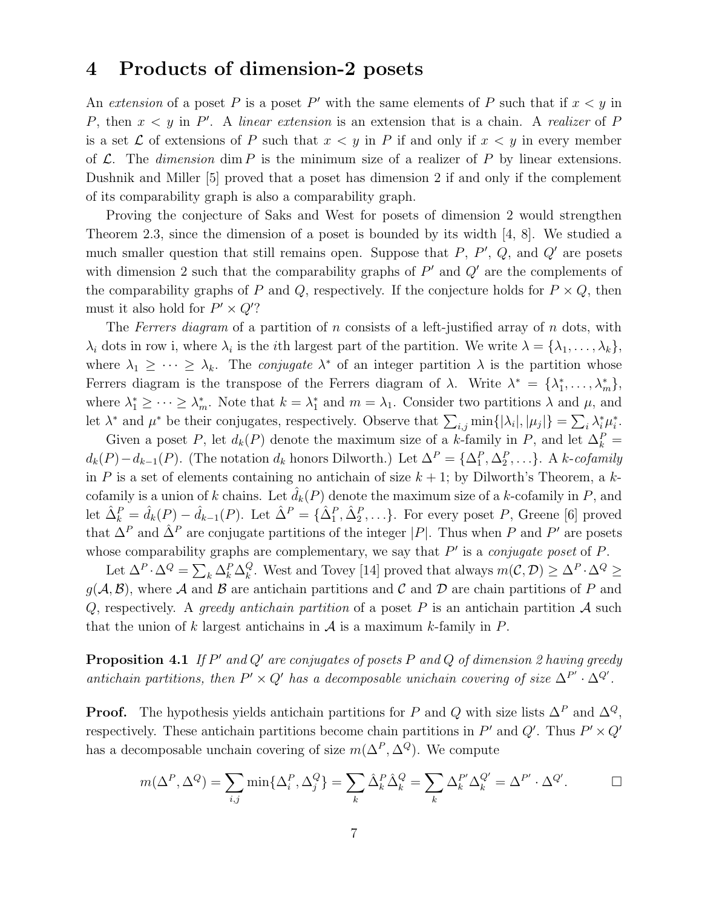## 4 Products of dimension-2 posets

An *extension* of a poset $P$ is a poset $P'$ with the same elements of $P$ such that if $x < y$ in $P$, then $x < y$ in $P'$. A *linear extension* is an extension that is a chain. A *realizer* of $P$ is a set $\mathcal{L}$ of extensions of $P$ such that $x < y$ in $P$ if and only if $x < y$ in every member of $\mathcal{L}$. The *dimension* $\dim P$ is the minimum size of a realizer of $P$ by linear extensions. Dushnik and Miller [5] proved that a poset has dimension 2 if and only if the complement of its comparability graph is also a comparability graph.

Proving the conjecture of Saks and West for posets of dimension 2 would strengthen Theorem 2.3, since the dimension of a poset is bounded by its width [4, 8]. We studied a much smaller question that still remains open. Suppose that $P$, $P'$, $Q$, and $Q'$ are posets with dimension 2 such that the comparability graphs of $P'$ and $Q'$ are the complements of the comparability graphs of $P$ and $Q$, respectively. If the conjecture holds for $P \times Q$, then must it also hold for $P' \times Q'$?

The *Ferrers diagram* of a partition of $n$ consists of a left-justified array of $n$ dots, with $\lambda_i$ dots in row i, where $\lambda_i$ is the $i$th largest part of the partition. We write $\lambda = \{\lambda_1, \ldots, \lambda_k\}$, where $\lambda_1 \geq \cdots \geq \lambda_k$. The *conjugate* $\lambda^*$ of an integer partition $\lambda$ is the partition whose Ferrers diagram is the transpose of the Ferrers diagram of $\lambda$. Write $\lambda^* = \{\lambda^*_1, \ldots, \lambda^*_m\}$, where $\lambda^*_1 \geq \cdots \geq \lambda^*_m$. Note that $k = \lambda^*_1$ and $m = \lambda_1$. Consider two partitions $\lambda$ and $\mu$, and let $\lambda^*$ and $\mu^*$ be their conjugates, respectively. Observe that $\sum_{i,j} \min\{|\lambda_i|, |\mu_j|\} = \sum_i \lambda^*_i \mu^*_i$.

Given a poset $P$, let $d_k(P)$ denote the maximum size of a $k$-family in $P$, and let $\Delta^P_k = d_k(P) - d_{k-1}(P)$. (The notation $d_k$ honors Dilworth.) Let $\Delta^P = \{\Delta^P_1, \Delta^P_2, \ldots\}$. A *$k$-cofamily* in $P$ is a set of elements containing no antichain of size $k+1$; by Dilworth's Theorem, a $k$-cofamily is a union of $k$ chains. Let $\hat{d}_k(P)$ denote the maximum size of a $k$-cofamily in $P$, and let $\hat{\Delta}^P_k = \hat{d}_k(P) - \hat{d}_{k-1}(P)$. Let $\hat{\Delta}^P = \{\hat{\Delta}^P_1, \hat{\Delta}^P_2, \ldots\}$. For every poset $P$, Greene [6] proved that $\Delta^P$ and $\hat{\Delta}^P$ are conjugate partitions of the integer $|P|$. Thus when $P$ and $P'$ are posets whose comparability graphs are complementary, we say that $P'$ is a *conjugate poset* of $P$.

Let $\Delta^P \cdot \Delta^Q = \sum_k \Delta^P_k \Delta^Q_k$. West and Tovey [14] proved that always $m(\mathcal{C}, \mathcal{D}) \geq \Delta^P \cdot \Delta^Q \geq g(\mathcal{A}, \mathcal{B})$, where $\mathcal{A}$ and $\mathcal{B}$ are antichain partitions and $\mathcal{C}$ and $\mathcal{D}$ are chain partitions of $P$ and $Q$, respectively. A *greedy antichain partition* of a poset $P$ is an antichain partition $\mathcal{A}$ such that the union of $k$ largest antichains in $\mathcal{A}$ is a maximum $k$-family in $P$.

**Proposition 4.1** *If $P'$ and $Q'$ are conjugates of posets $P$ and $Q$ of dimension 2 having greedy antichain partitions, then $P' \times Q'$ has a decomposable unichain covering of size $\Delta^{P'} \cdot \Delta^{Q'}$.*

**Proof.** The hypothesis yields antichain partitions for $P$ and $Q$ with size lists $\Delta^P$ and $\Delta^Q$, respectively. These antichain partitions become chain partitions in $P'$ and $Q'$. Thus $P' \times Q'$ has a decomposable unchain covering of size $m(\Delta^P, \Delta^Q)$. We compute

$$m(\Delta^P, \Delta^Q) = \sum_{i,j} \min\{\Delta^P_i, \Delta^Q_j\} = \sum_k \hat{\Delta}^P_k \hat{\Delta}^Q_k = \sum_k \Delta^{P'}_k \Delta^{Q'}_k = \Delta^{P'} \cdot \Delta^{Q'}. \qquad \square$$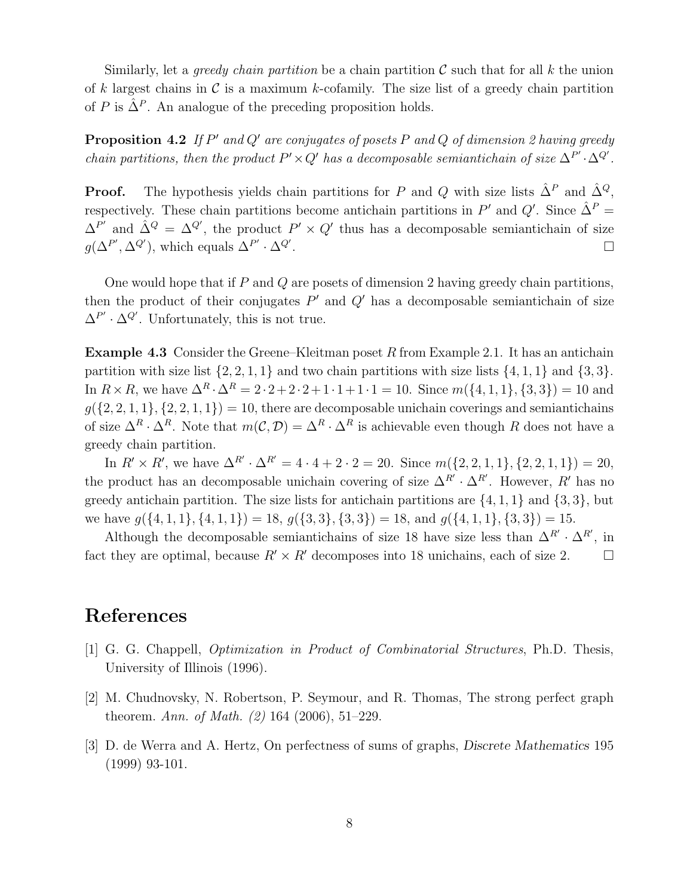Similarly, let a *greedy chain partition* be a chain partition $\mathcal{C}$ such that for all $k$ the union of $k$ largest chains in $\mathcal{C}$ is a maximum $k$-cofamily. The size list of a greedy chain partition of $P$ is $\hat{\Delta}^P$. An analogue of the preceding proposition holds.

**Proposition 4.2** *If $P'$ and $Q'$ are conjugates of posets $P$ and $Q$ of dimension 2 having greedy chain partitions, then the product $P' \times Q'$ has a decomposable semiantichain of size $\Delta^{P'} \cdot \Delta^{Q'}$.*

**Proof.** The hypothesis yields chain partitions for $P$ and $Q$ with size lists $\hat{\Delta}^P$ and $\hat{\Delta}^Q$, respectively. These chain partitions become antichain partitions in $P'$ and $Q'$. Since $\hat{\Delta}^P = \Delta^{P'}$ and $\hat{\Delta}^Q = \Delta^{Q'}$, the product $P' \times Q'$ thus has a decomposable semiantichain of size $g(\Delta^{P'}, \Delta^{Q'})$, which equals $\Delta^{P'} \cdot \Delta^{Q'}$. □

One would hope that if $P$ and $Q$ are posets of dimension 2 having greedy chain partitions, then the product of their conjugates $P'$ and $Q'$ has a decomposable semiantichain of size $\Delta^{P'} \cdot \Delta^{Q'}$. Unfortunately, this is not true.

**Example 4.3** Consider the Greene–Kleitman poset $R$ from Example 2.1. It has an antichain partition with size list $\{2, 2, 1, 1\}$ and two chain partitions with size lists $\{4, 1, 1\}$ and $\{3, 3\}$. In $R \times R$, we have $\Delta^R \cdot \Delta^R = 2 \cdot 2 + 2 \cdot 2 + 1 \cdot 1 + 1 \cdot 1 = 10$. Since $m(\{4, 1, 1\}, \{3, 3\}) = 10$ and $g(\{2, 2, 1, 1\}, \{2, 2, 1, 1\}) = 10$, there are decomposable unichain coverings and semiantichains of size $\Delta^R \cdot \Delta^R$. Note that $m(\mathcal{C}, \mathcal{D}) = \Delta^R \cdot \Delta^R$ is achievable even though $R$ does not have a greedy chain partition.

In $R' \times R'$, we have $\Delta^{R'} \cdot \Delta^{R'} = 4 \cdot 4 + 2 \cdot 2 = 20$. Since $m(\{2, 2, 1, 1\}, \{2, 2, 1, 1\}) = 20$, the product has an decomposable unichain covering of size $\Delta^{R'} \cdot \Delta^{R'}$. However, $R'$ has no greedy antichain partition. The size lists for antichain partitions are $\{4, 1, 1\}$ and $\{3, 3\}$, but we have $g(\{4, 1, 1\}, \{4, 1, 1\}) = 18$, $g(\{3, 3\}, \{3, 3\}) = 18$, and $g(\{4, 1, 1\}, \{3, 3\}) = 15$.

Although the decomposable semiantichains of size 18 have size less than $\Delta^{R'} \cdot \Delta^{R'}$, in fact they are optimal, because $R' \times R'$ decomposes into 18 unichains, each of size 2. □

## References

[1] G. G. Chappell, *Optimization in Product of Combinatorial Structures*, Ph.D. Thesis, University of Illinois (1996).

[2] M. Chudnovsky, N. Robertson, P. Seymour, and R. Thomas, The strong perfect graph theorem. *Ann. of Math. (2)* 164 (2006), 51–229.

[3] D. de Werra and A. Hertz, On perfectness of sums of graphs, *Discrete Mathematics* 195 (1999) 93-101.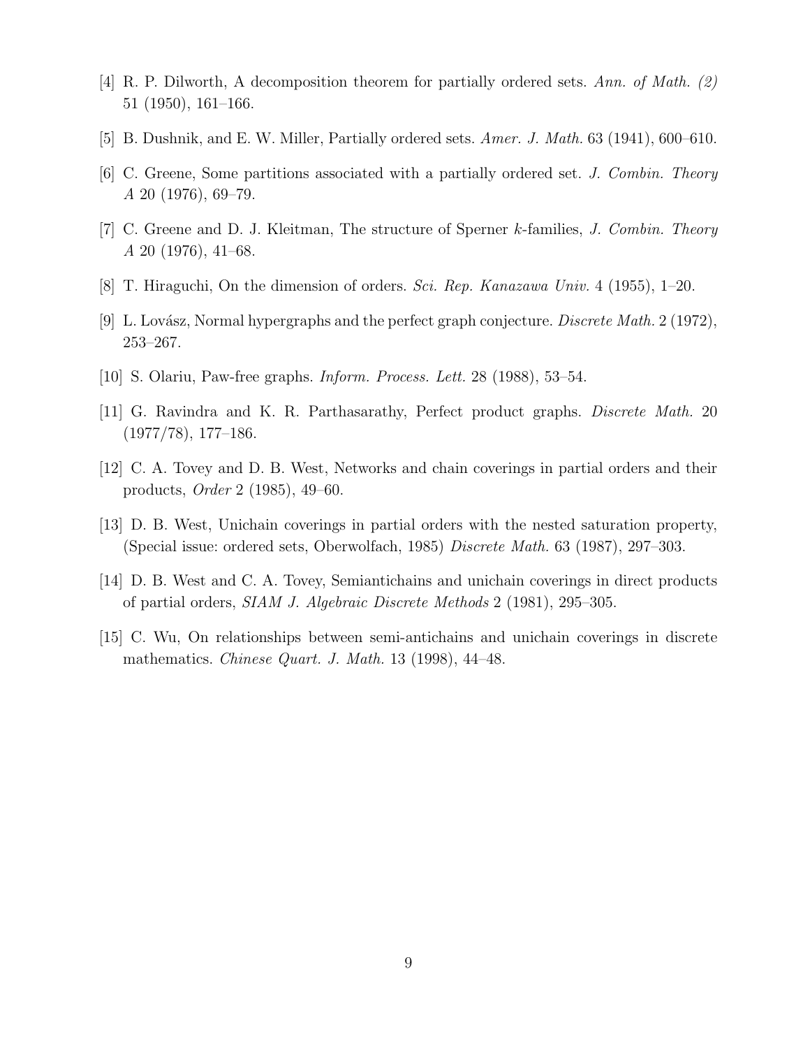[4] R. P. Dilworth, A decomposition theorem for partially ordered sets. *Ann. of Math. (2)* 51 (1950), 161–166.

[5] B. Dushnik, and E. W. Miller, Partially ordered sets. *Amer. J. Math.* 63 (1941), 600–610.

[6] C. Greene, Some partitions associated with a partially ordered set. *J. Combin. Theory A* 20 (1976), 69–79.

[7] C. Greene and D. J. Kleitman, The structure of Sperner $k$-families, *J. Combin. Theory A* 20 (1976), 41–68.

[8] T. Hiraguchi, On the dimension of orders. *Sci. Rep. Kanazawa Univ.* 4 (1955), 1–20.

[9] L. Lovász, Normal hypergraphs and the perfect graph conjecture. *Discrete Math.* 2 (1972), 253–267.

[10] S. Olariu, Paw-free graphs. *Inform. Process. Lett.* 28 (1988), 53–54.

[11] G. Ravindra and K. R. Parthasarathy, Perfect product graphs. *Discrete Math.* 20 (1977/78), 177–186.

[12] C. A. Tovey and D. B. West, Networks and chain coverings in partial orders and their products, *Order* 2 (1985), 49–60.

[13] D. B. West, Unichain coverings in partial orders with the nested saturation property, (Special issue: ordered sets, Oberwolfach, 1985) *Discrete Math.* 63 (1987), 297–303.

[14] D. B. West and C. A. Tovey, Semiantichains and unichain coverings in direct products of partial orders, *SIAM J. Algebraic Discrete Methods* 2 (1981), 295–305.

[15] C. Wu, On relationships between semi-antichains and unichain coverings in discrete mathematics. *Chinese Quart. J. Math.* 13 (1998), 44–48.